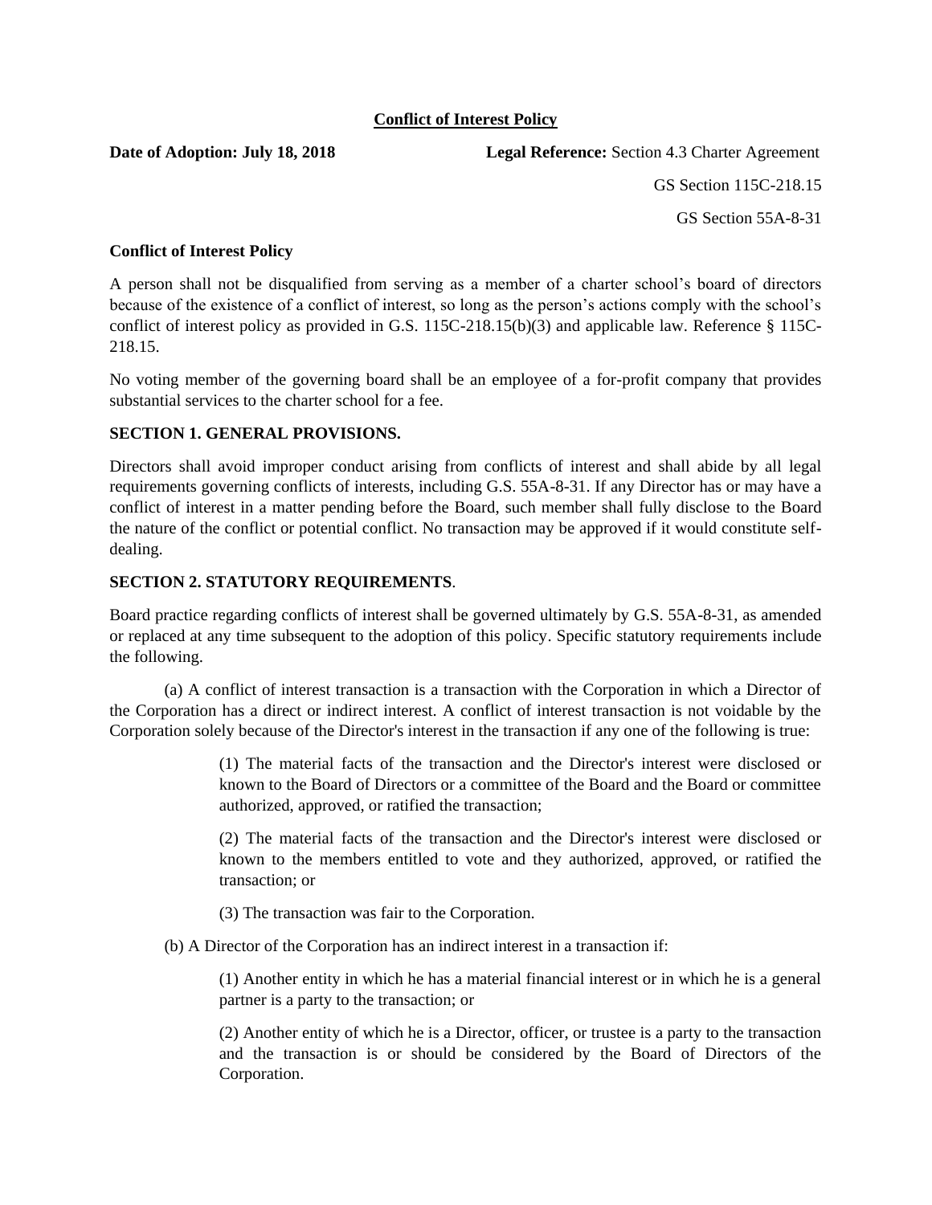# Conflict of Interest Policy

**Date of Adoption: July 18, 2018**

**Legal Reference:** Section 4.3 Charter Agreement

GS Section 115C-218.15

GS Section 55A-8-31

## Conflict of Interest Policy

A person shall not be disqualified from serving as a member of a charter school's board of directors because of the existence of a conflict of interest, so long as the person's actions comply with the school's conflict of interest policy as provided in G.S. 115C-218.15(b)(3) and applicable law. Reference § 115C-218.15.

No voting member of the governing board shall be an employee of a for-profit company that provides substantial services to the charter school for a fee.

### SECTION 1. GENERAL PROVISIONS.

Directors shall avoid improper conduct arising from conflicts of interest and shall abide by all legal requirements governing conflicts of interests, including G.S. 55A-8-31. If any Director has or may have a conflict of interest in a matter pending before the Board, such member shall fully disclose to the Board the nature of the conflict or potential conflict. No transaction may be approved if it would constitute self-dealing.

### SECTION 2. STATUTORY REQUIREMENTS.

Board practice regarding conflicts of interest shall be governed ultimately by G.S. 55A-8-31, as amended or replaced at any time subsequent to the adoption of this policy. Specific statutory requirements include the following.

(a) A conflict of interest transaction is a transaction with the Corporation in which a Director of the Corporation has a direct or indirect interest. A conflict of interest transaction is not voidable by the Corporation solely because of the Director's interest in the transaction if any one of the following is true:

> (1) The material facts of the transaction and the Director's interest were disclosed or known to the Board of Directors or a committee of the Board and the Board or committee authorized, approved, or ratified the transaction;
>
> (2) The material facts of the transaction and the Director's interest were disclosed or known to the members entitled to vote and they authorized, approved, or ratified the transaction; or
>
> (3) The transaction was fair to the Corporation.

(b) A Director of the Corporation has an indirect interest in a transaction if:

> (1) Another entity in which he has a material financial interest or in which he is a general partner is a party to the transaction; or
>
> (2) Another entity of which he is a Director, officer, or trustee is a party to the transaction and the transaction is or should be considered by the Board of Directors of the Corporation.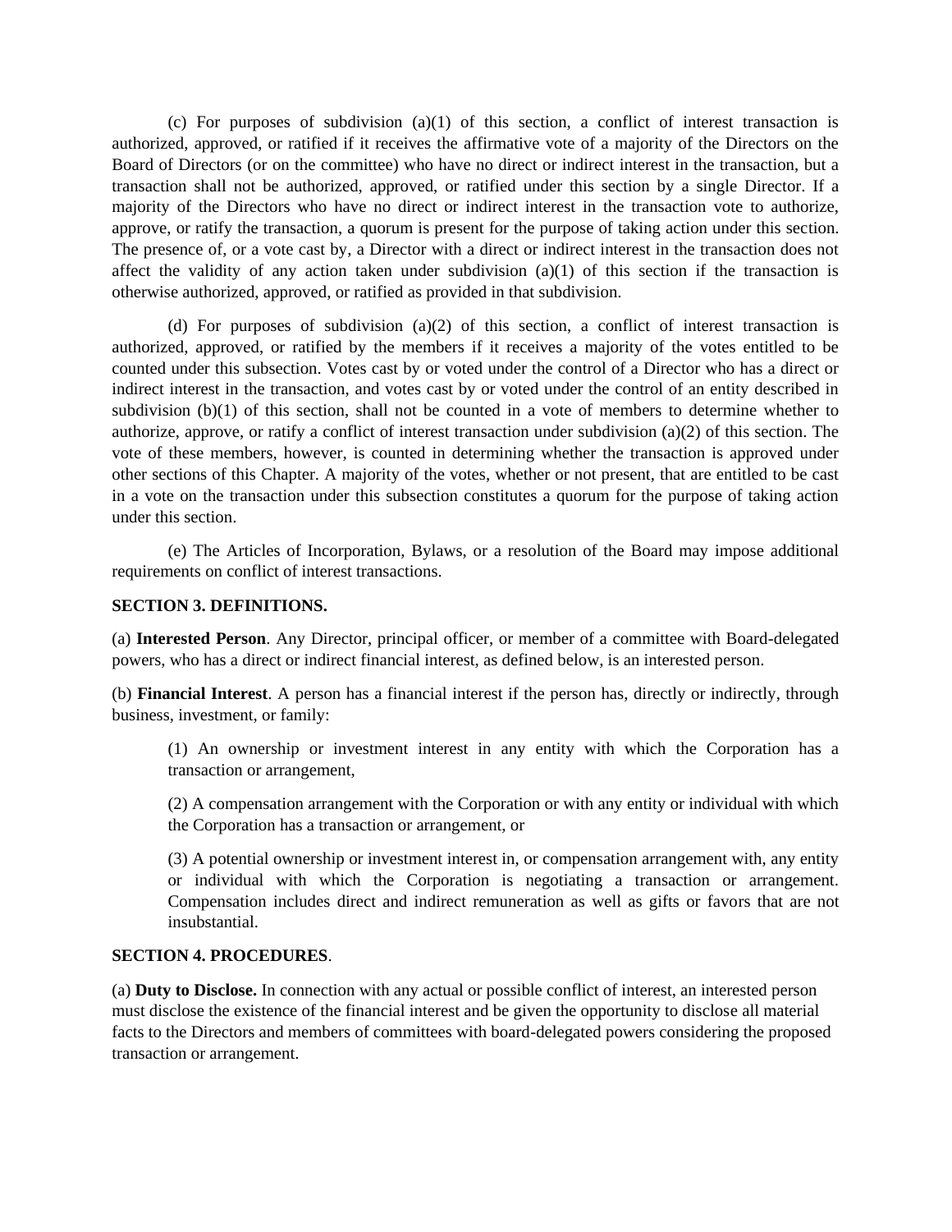(c) For purposes of subdivision (a)(1) of this section, a conflict of interest transaction is authorized, approved, or ratified if it receives the affirmative vote of a majority of the Directors on the Board of Directors (or on the committee) who have no direct or indirect interest in the transaction, but a transaction shall not be authorized, approved, or ratified under this section by a single Director. If a majority of the Directors who have no direct or indirect interest in the transaction vote to authorize, approve, or ratify the transaction, a quorum is present for the purpose of taking action under this section. The presence of, or a vote cast by, a Director with a direct or indirect interest in the transaction does not affect the validity of any action taken under subdivision (a)(1) of this section if the transaction is otherwise authorized, approved, or ratified as provided in that subdivision.

(d) For purposes of subdivision (a)(2) of this section, a conflict of interest transaction is authorized, approved, or ratified by the members if it receives a majority of the votes entitled to be counted under this subsection. Votes cast by or voted under the control of a Director who has a direct or indirect interest in the transaction, and votes cast by or voted under the control of an entity described in subdivision (b)(1) of this section, shall not be counted in a vote of members to determine whether to authorize, approve, or ratify a conflict of interest transaction under subdivision (a)(2) of this section. The vote of these members, however, is counted in determining whether the transaction is approved under other sections of this Chapter. A majority of the votes, whether or not present, that are entitled to be cast in a vote on the transaction under this subsection constitutes a quorum for the purpose of taking action under this section.

(e) The Articles of Incorporation, Bylaws, or a resolution of the Board may impose additional requirements on conflict of interest transactions.

**SECTION 3. DEFINITIONS.**

(a) **Interested Person**. Any Director, principal officer, or member of a committee with Board-delegated powers, who has a direct or indirect financial interest, as defined below, is an interested person.

(b) **Financial Interest**. A person has a financial interest if the person has, directly or indirectly, through business, investment, or family:

(1) An ownership or investment interest in any entity with which the Corporation has a transaction or arrangement,

(2) A compensation arrangement with the Corporation or with any entity or individual with which the Corporation has a transaction or arrangement, or

(3) A potential ownership or investment interest in, or compensation arrangement with, any entity or individual with which the Corporation is negotiating a transaction or arrangement. Compensation includes direct and indirect remuneration as well as gifts or favors that are not insubstantial.

**SECTION 4. PROCEDURES**.

(a) **Duty to Disclose.** In connection with any actual or possible conflict of interest, an interested person must disclose the existence of the financial interest and be given the opportunity to disclose all material facts to the Directors and members of committees with board-delegated powers considering the proposed transaction or arrangement.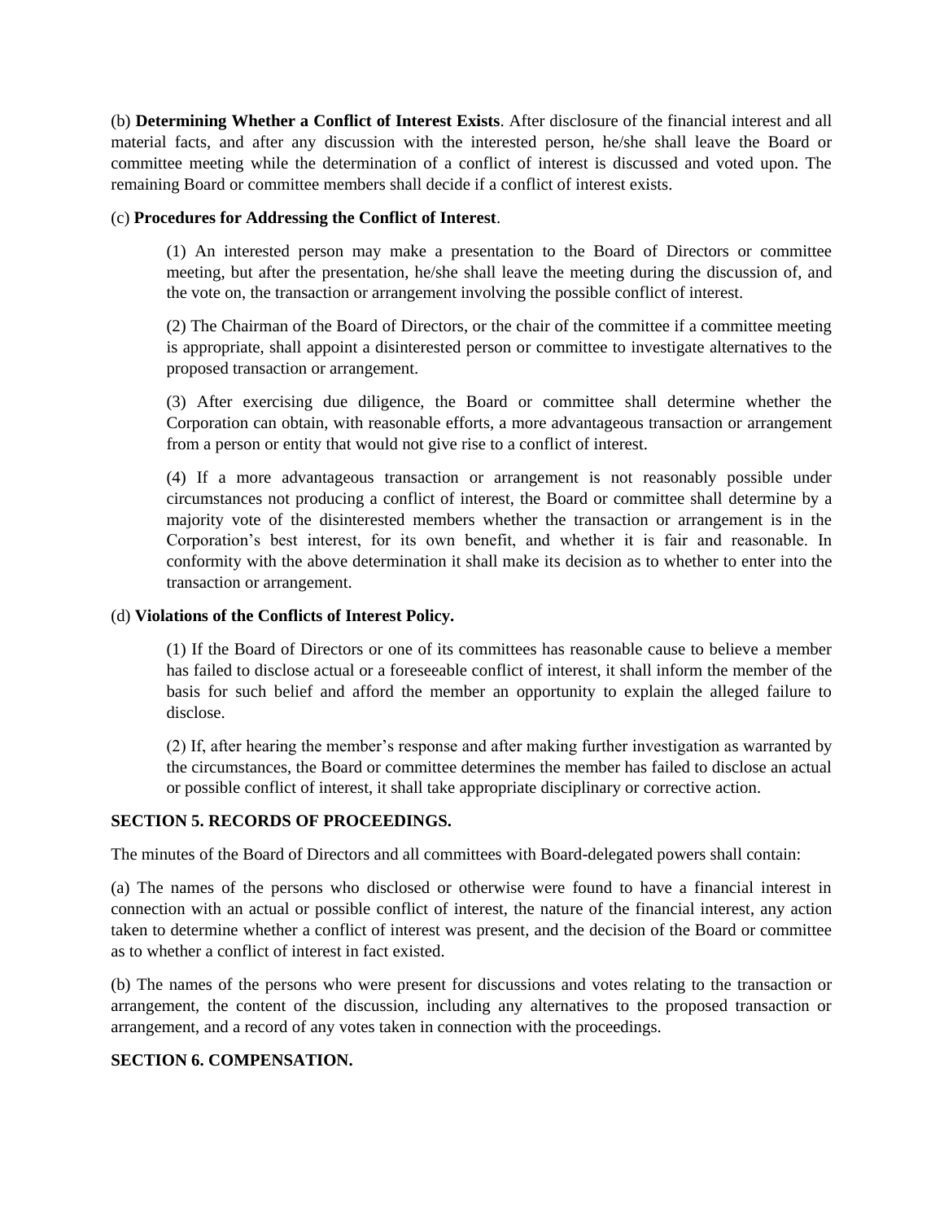(b) **Determining Whether a Conflict of Interest Exists**. After disclosure of the financial interest and all material facts, and after any discussion with the interested person, he/she shall leave the Board or committee meeting while the determination of a conflict of interest is discussed and voted upon. The remaining Board or committee members shall decide if a conflict of interest exists.

(c) **Procedures for Addressing the Conflict of Interest**.

> (1) An interested person may make a presentation to the Board of Directors or committee meeting, but after the presentation, he/she shall leave the meeting during the discussion of, and the vote on, the transaction or arrangement involving the possible conflict of interest.
>
> (2) The Chairman of the Board of Directors, or the chair of the committee if a committee meeting is appropriate, shall appoint a disinterested person or committee to investigate alternatives to the proposed transaction or arrangement.
>
> (3) After exercising due diligence, the Board or committee shall determine whether the Corporation can obtain, with reasonable efforts, a more advantageous transaction or arrangement from a person or entity that would not give rise to a conflict of interest.
>
> (4) If a more advantageous transaction or arrangement is not reasonably possible under circumstances not producing a conflict of interest, the Board or committee shall determine by a majority vote of the disinterested members whether the transaction or arrangement is in the Corporation's best interest, for its own benefit, and whether it is fair and reasonable. In conformity with the above determination it shall make its decision as to whether to enter into the transaction or arrangement.

(d) **Violations of the Conflicts of Interest Policy.**

> (1) If the Board of Directors or one of its committees has reasonable cause to believe a member has failed to disclose actual or a foreseeable conflict of interest, it shall inform the member of the basis for such belief and afford the member an opportunity to explain the alleged failure to disclose.
>
> (2) If, after hearing the member's response and after making further investigation as warranted by the circumstances, the Board or committee determines the member has failed to disclose an actual or possible conflict of interest, it shall take appropriate disciplinary or corrective action.

**SECTION 5. RECORDS OF PROCEEDINGS.**

The minutes of the Board of Directors and all committees with Board-delegated powers shall contain:

(a) The names of the persons who disclosed or otherwise were found to have a financial interest in connection with an actual or possible conflict of interest, the nature of the financial interest, any action taken to determine whether a conflict of interest was present, and the decision of the Board or committee as to whether a conflict of interest in fact existed.

(b) The names of the persons who were present for discussions and votes relating to the transaction or arrangement, the content of the discussion, including any alternatives to the proposed transaction or arrangement, and a record of any votes taken in connection with the proceedings.

**SECTION 6. COMPENSATION.**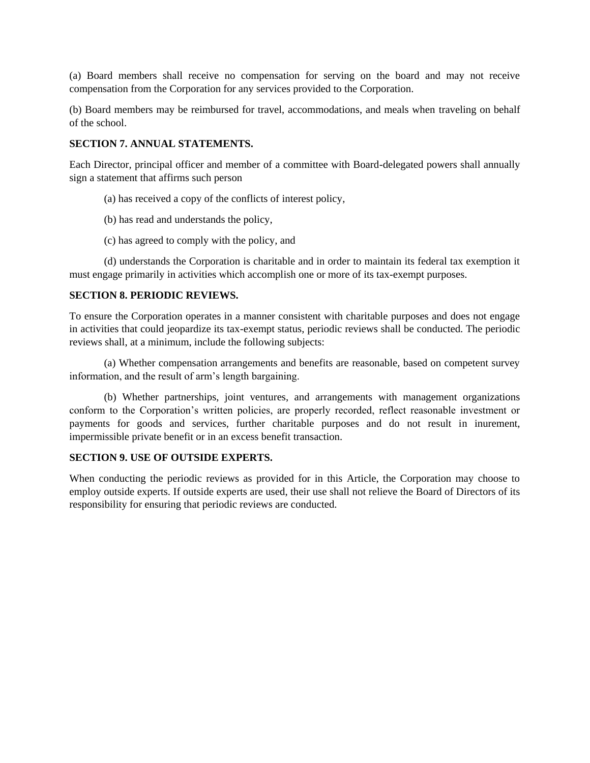(a) Board members shall receive no compensation for serving on the board and may not receive compensation from the Corporation for any services provided to the Corporation.

(b) Board members may be reimbursed for travel, accommodations, and meals when traveling on behalf of the school.

**SECTION 7. ANNUAL STATEMENTS.**

Each Director, principal officer and member of a committee with Board-delegated powers shall annually sign a statement that affirms such person

(a) has received a copy of the conflicts of interest policy,

(b) has read and understands the policy,

(c) has agreed to comply with the policy, and

(d) understands the Corporation is charitable and in order to maintain its federal tax exemption it must engage primarily in activities which accomplish one or more of its tax-exempt purposes.

**SECTION 8. PERIODIC REVIEWS.**

To ensure the Corporation operates in a manner consistent with charitable purposes and does not engage in activities that could jeopardize its tax-exempt status, periodic reviews shall be conducted. The periodic reviews shall, at a minimum, include the following subjects:

(a) Whether compensation arrangements and benefits are reasonable, based on competent survey information, and the result of arm's length bargaining.

(b) Whether partnerships, joint ventures, and arrangements with management organizations conform to the Corporation's written policies, are properly recorded, reflect reasonable investment or payments for goods and services, further charitable purposes and do not result in inurement, impermissible private benefit or in an excess benefit transaction.

**SECTION 9. USE OF OUTSIDE EXPERTS.**

When conducting the periodic reviews as provided for in this Article, the Corporation may choose to employ outside experts. If outside experts are used, their use shall not relieve the Board of Directors of its responsibility for ensuring that periodic reviews are conducted.